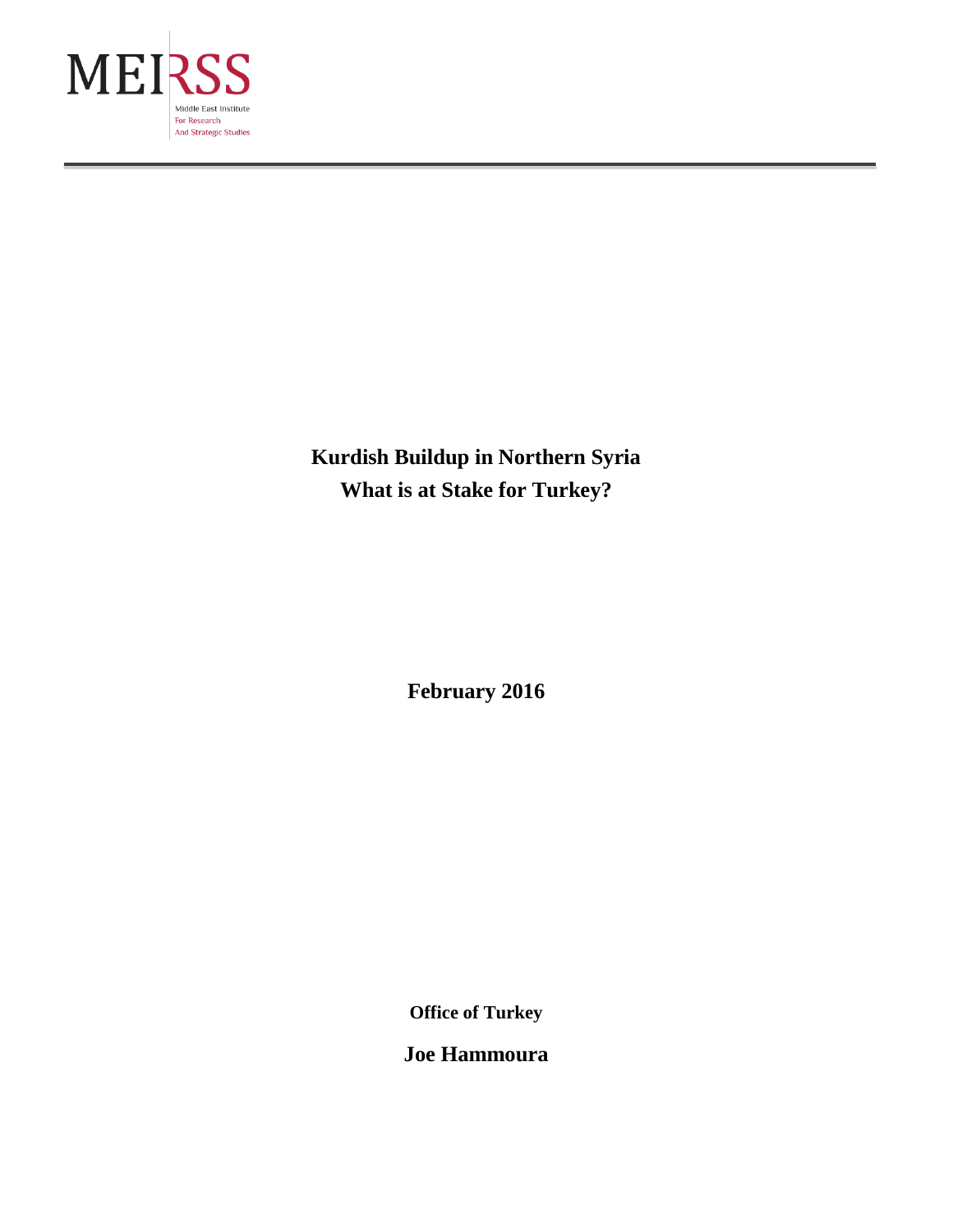MEIRSS

Middle East Institute
For Research
And Strategic Studies

# Kurdish Buildup in Northern Syria
# What is at Stake for Turkey?

**February 2016**

**Office of Turkey**

**Joe Hammoura**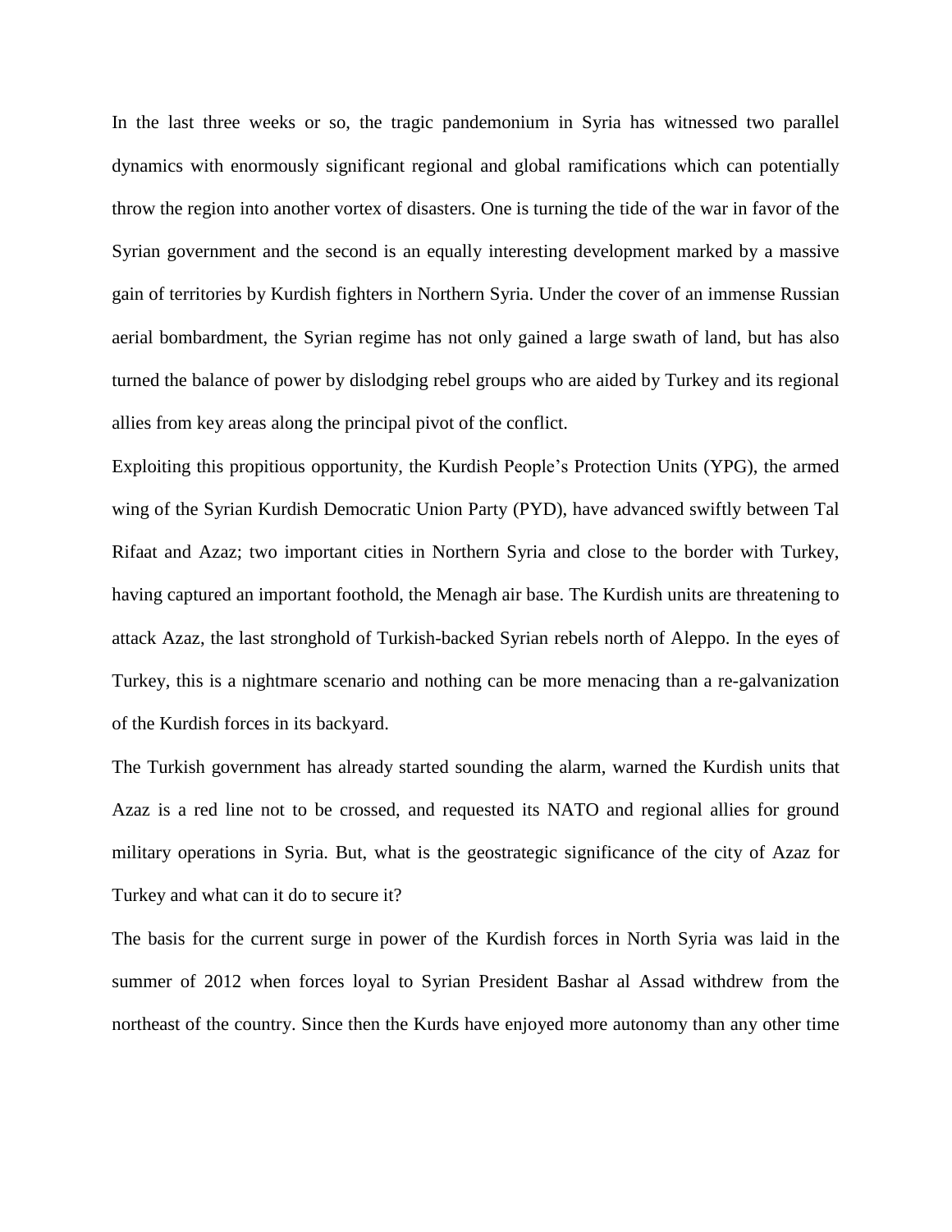In the last three weeks or so, the tragic pandemonium in Syria has witnessed two parallel dynamics with enormously significant regional and global ramifications which can potentially throw the region into another vortex of disasters. One is turning the tide of the war in favor of the Syrian government and the second is an equally interesting development marked by a massive gain of territories by Kurdish fighters in Northern Syria. Under the cover of an immense Russian aerial bombardment, the Syrian regime has not only gained a large swath of land, but has also turned the balance of power by dislodging rebel groups who are aided by Turkey and its regional allies from key areas along the principal pivot of the conflict.

Exploiting this propitious opportunity, the Kurdish People's Protection Units (YPG), the armed wing of the Syrian Kurdish Democratic Union Party (PYD), have advanced swiftly between Tal Rifaat and Azaz; two important cities in Northern Syria and close to the border with Turkey, having captured an important foothold, the Menagh air base. The Kurdish units are threatening to attack Azaz, the last stronghold of Turkish-backed Syrian rebels north of Aleppo. In the eyes of Turkey, this is a nightmare scenario and nothing can be more menacing than a re-galvanization of the Kurdish forces in its backyard.

The Turkish government has already started sounding the alarm, warned the Kurdish units that Azaz is a red line not to be crossed, and requested its NATO and regional allies for ground military operations in Syria. But, what is the geostrategic significance of the city of Azaz for Turkey and what can it do to secure it?

The basis for the current surge in power of the Kurdish forces in North Syria was laid in the summer of 2012 when forces loyal to Syrian President Bashar al Assad withdrew from the northeast of the country. Since then the Kurds have enjoyed more autonomy than any other time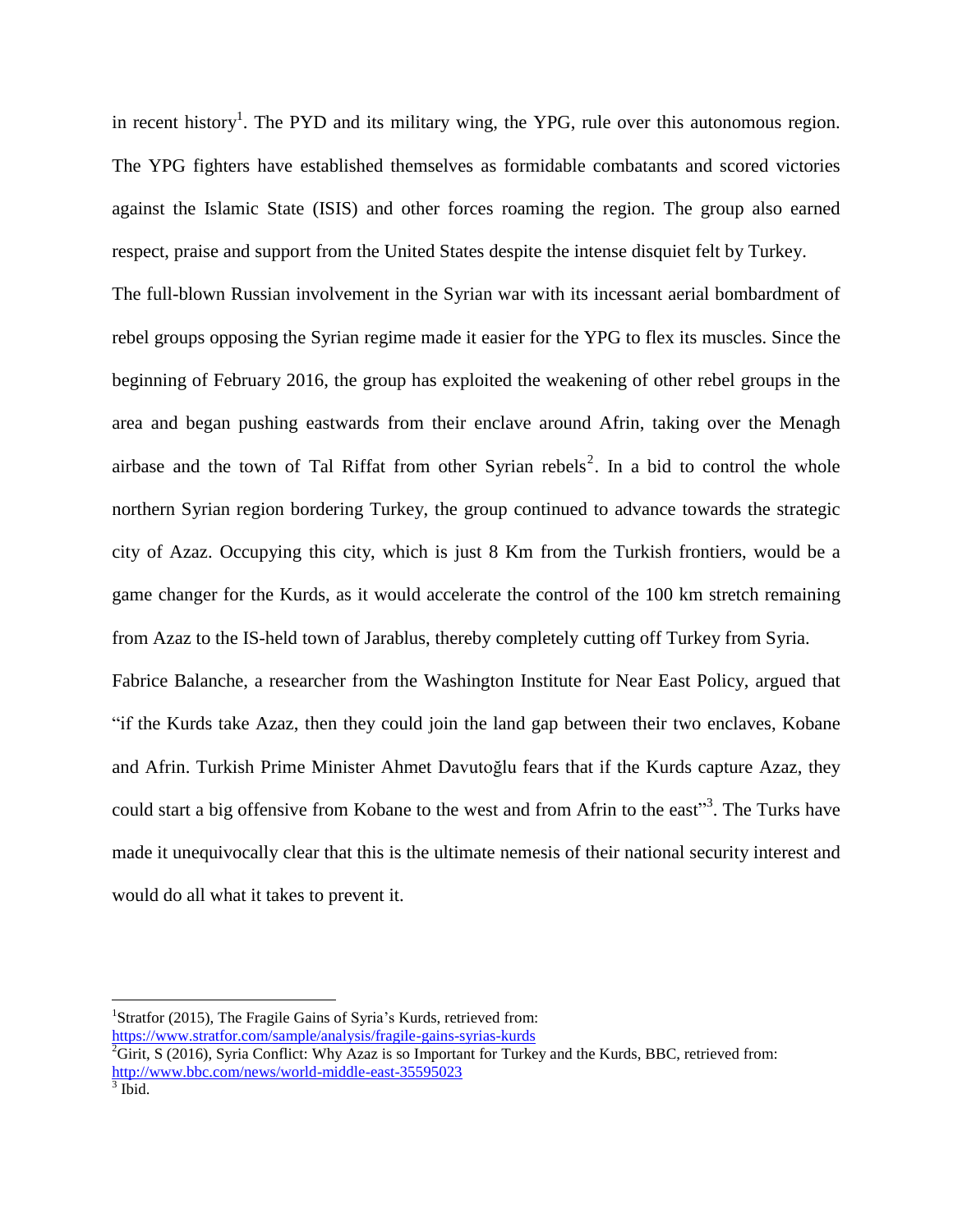in recent history[1]. The PYD and its military wing, the YPG, rule over this autonomous region. The YPG fighters have established themselves as formidable combatants and scored victories against the Islamic State (ISIS) and other forces roaming the region. The group also earned respect, praise and support from the United States despite the intense disquiet felt by Turkey.

The full-blown Russian involvement in the Syrian war with its incessant aerial bombardment of rebel groups opposing the Syrian regime made it easier for the YPG to flex its muscles. Since the beginning of February 2016, the group has exploited the weakening of other rebel groups in the area and began pushing eastwards from their enclave around Afrin, taking over the Menagh airbase and the town of Tal Riffat from other Syrian rebels[2]. In a bid to control the whole northern Syrian region bordering Turkey, the group continued to advance towards the strategic city of Azaz. Occupying this city, which is just 8 Km from the Turkish frontiers, would be a game changer for the Kurds, as it would accelerate the control of the 100 km stretch remaining from Azaz to the IS-held town of Jarablus, thereby completely cutting off Turkey from Syria.

Fabrice Balanche, a researcher from the Washington Institute for Near East Policy, argued that "if the Kurds take Azaz, then they could join the land gap between their two enclaves, Kobane and Afrin. Turkish Prime Minister Ahmet Davutoğlu fears that if the Kurds capture Azaz, they could start a big offensive from Kobane to the west and from Afrin to the east"[3]. The Turks have made it unequivocally clear that this is the ultimate nemesis of their national security interest and would do all what it takes to prevent it.

---

[1] Stratfor (2015), The Fragile Gains of Syria's Kurds, retrieved from: https://www.stratfor.com/sample/analysis/fragile-gains-syrias-kurds

[2] Girit, S (2016), Syria Conflict: Why Azaz is so Important for Turkey and the Kurds, BBC, retrieved from: http://www.bbc.com/news/world-middle-east-35595023

[3] Ibid.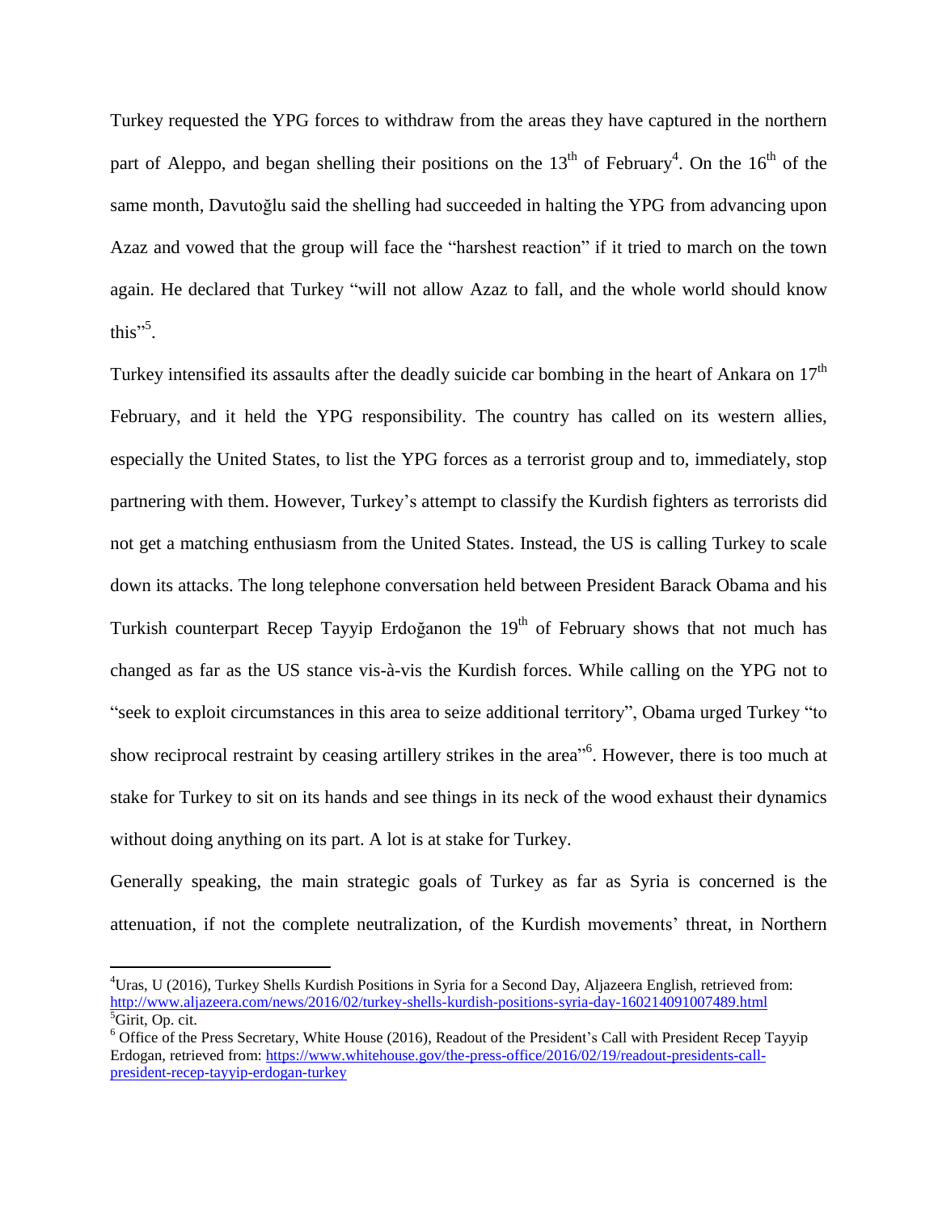Turkey requested the YPG forces to withdraw from the areas they have captured in the northern part of Aleppo, and began shelling their positions on the 13th of February[4]. On the 16th of the same month, Davutoğlu said the shelling had succeeded in halting the YPG from advancing upon Azaz and vowed that the group will face the "harshest reaction" if it tried to march on the town again. He declared that Turkey "will not allow Azaz to fall, and the whole world should know this"[5].

Turkey intensified its assaults after the deadly suicide car bombing in the heart of Ankara on 17th February, and it held the YPG responsibility. The country has called on its western allies, especially the United States, to list the YPG forces as a terrorist group and to, immediately, stop partnering with them. However, Turkey's attempt to classify the Kurdish fighters as terrorists did not get a matching enthusiasm from the United States. Instead, the US is calling Turkey to scale down its attacks. The long telephone conversation held between President Barack Obama and his Turkish counterpart Recep Tayyip Erdoğanon the 19th of February shows that not much has changed as far as the US stance vis-à-vis the Kurdish forces. While calling on the YPG not to "seek to exploit circumstances in this area to seize additional territory", Obama urged Turkey "to show reciprocal restraint by ceasing artillery strikes in the area"[6]. However, there is too much at stake for Turkey to sit on its hands and see things in its neck of the wood exhaust their dynamics without doing anything on its part. A lot is at stake for Turkey.

Generally speaking, the main strategic goals of Turkey as far as Syria is concerned is the attenuation, if not the complete neutralization, of the Kurdish movements' threat, in Northern

---

[4] Uras, U (2016), Turkey Shells Kurdish Positions in Syria for a Second Day, Aljazeera English, retrieved from: http://www.aljazeera.com/news/2016/02/turkey-shells-kurdish-positions-syria-day-160214091007489.html

[5] Girit, Op. cit.

[6] Office of the Press Secretary, White House (2016), Readout of the President's Call with President Recep Tayyip Erdogan, retrieved from: https://www.whitehouse.gov/the-press-office/2016/02/19/readout-presidents-call-president-recep-tayyip-erdogan-turkey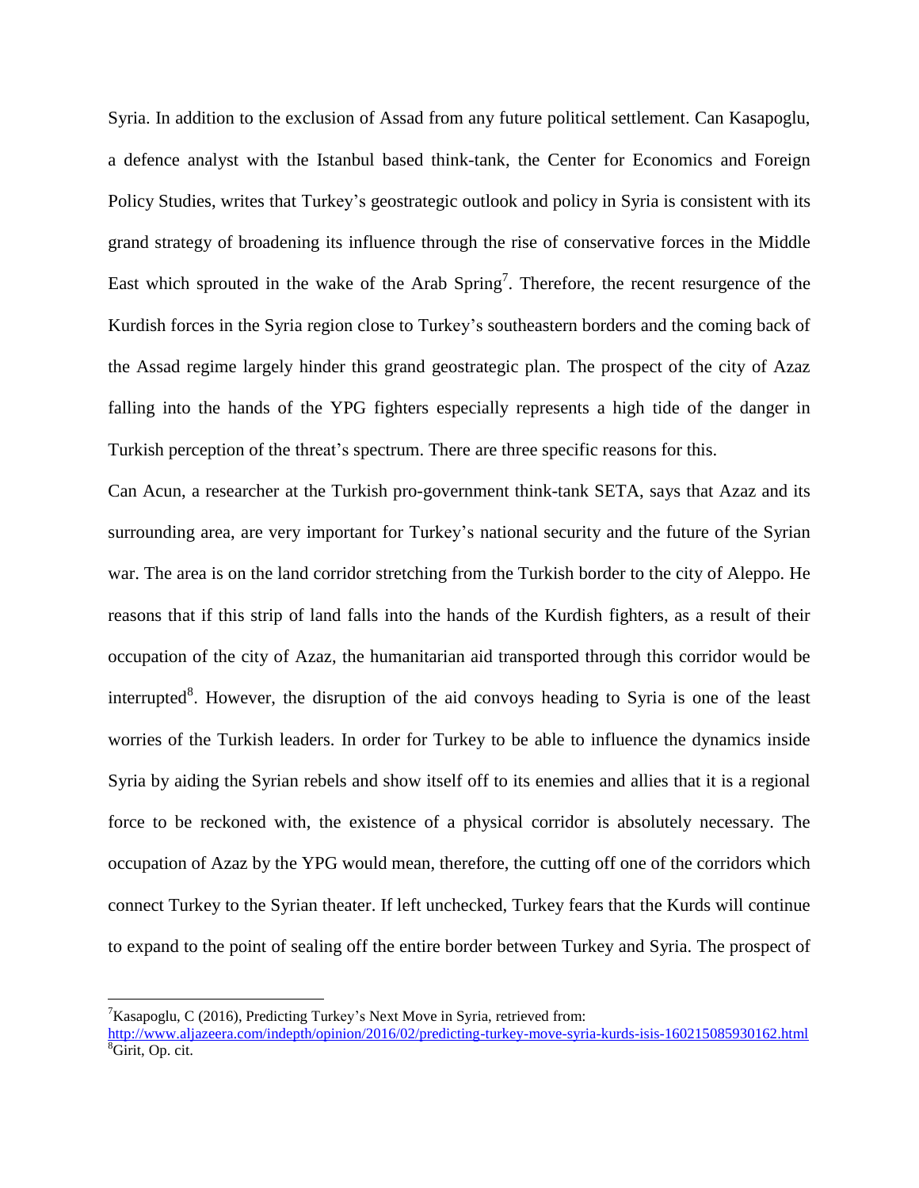Syria. In addition to the exclusion of Assad from any future political settlement. Can Kasapoglu, a defence analyst with the Istanbul based think-tank, the Center for Economics and Foreign Policy Studies, writes that Turkey's geostrategic outlook and policy in Syria is consistent with its grand strategy of broadening its influence through the rise of conservative forces in the Middle East which sprouted in the wake of the Arab Spring[7]. Therefore, the recent resurgence of the Kurdish forces in the Syria region close to Turkey's southeastern borders and the coming back of the Assad regime largely hinder this grand geostrategic plan. The prospect of the city of Azaz falling into the hands of the YPG fighters especially represents a high tide of the danger in Turkish perception of the threat's spectrum. There are three specific reasons for this.

Can Acun, a researcher at the Turkish pro-government think-tank SETA, says that Azaz and its surrounding area, are very important for Turkey's national security and the future of the Syrian war. The area is on the land corridor stretching from the Turkish border to the city of Aleppo. He reasons that if this strip of land falls into the hands of the Kurdish fighters, as a result of their occupation of the city of Azaz, the humanitarian aid transported through this corridor would be interrupted[8]. However, the disruption of the aid convoys heading to Syria is one of the least worries of the Turkish leaders. In order for Turkey to be able to influence the dynamics inside Syria by aiding the Syrian rebels and show itself off to its enemies and allies that it is a regional force to be reckoned with, the existence of a physical corridor is absolutely necessary. The occupation of Azaz by the YPG would mean, therefore, the cutting off one of the corridors which connect Turkey to the Syrian theater. If left unchecked, Turkey fears that the Kurds will continue to expand to the point of sealing off the entire border between Turkey and Syria. The prospect of

---

[7] Kasapoglu, C (2016), Predicting Turkey's Next Move in Syria, retrieved from: http://www.aljazeera.com/indepth/opinion/2016/02/predicting-turkey-move-syria-kurds-isis-160215085930162.html

[8] Girit, Op. cit.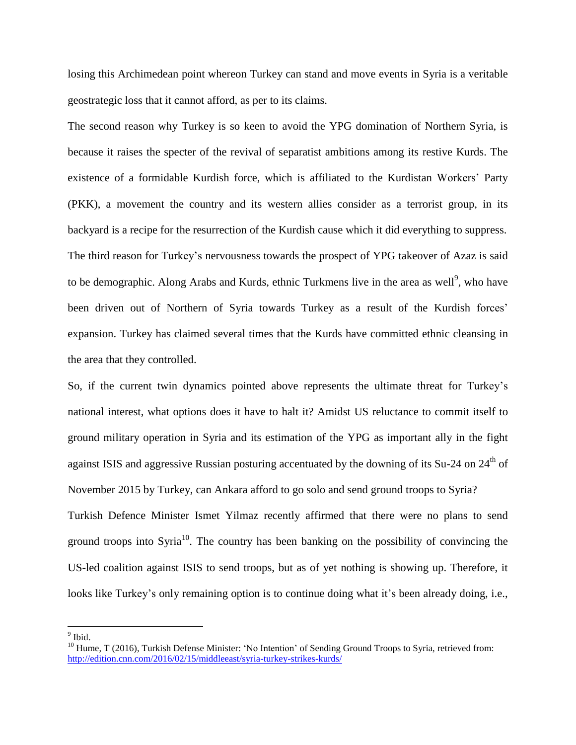losing this Archimedean point whereon Turkey can stand and move events in Syria is a veritable geostrategic loss that it cannot afford, as per to its claims.

The second reason why Turkey is so keen to avoid the YPG domination of Northern Syria, is because it raises the specter of the revival of separatist ambitions among its restive Kurds. The existence of a formidable Kurdish force, which is affiliated to the Kurdistan Workers' Party (PKK), a movement the country and its western allies consider as a terrorist group, in its backyard is a recipe for the resurrection of the Kurdish cause which it did everything to suppress.

The third reason for Turkey's nervousness towards the prospect of YPG takeover of Azaz is said to be demographic. Along Arabs and Kurds, ethnic Turkmens live in the area as well[9], who have been driven out of Northern of Syria towards Turkey as a result of the Kurdish forces' expansion. Turkey has claimed several times that the Kurds have committed ethnic cleansing in the area that they controlled.

So, if the current twin dynamics pointed above represents the ultimate threat for Turkey's national interest, what options does it have to halt it? Amidst US reluctance to commit itself to ground military operation in Syria and its estimation of the YPG as important ally in the fight against ISIS and aggressive Russian posturing accentuated by the downing of its Su-24 on 24th of November 2015 by Turkey, can Ankara afford to go solo and send ground troops to Syria?

Turkish Defence Minister Ismet Yilmaz recently affirmed that there were no plans to send ground troops into Syria[10]. The country has been banking on the possibility of convincing the US-led coalition against ISIS to send troops, but as of yet nothing is showing up. Therefore, it looks like Turkey's only remaining option is to continue doing what it's been already doing, i.e.,

---

[9] Ibid.

[10] Hume, T (2016), Turkish Defense Minister: 'No Intention' of Sending Ground Troops to Syria, retrieved from: http://edition.cnn.com/2016/02/15/middleeast/syria-turkey-strikes-kurds/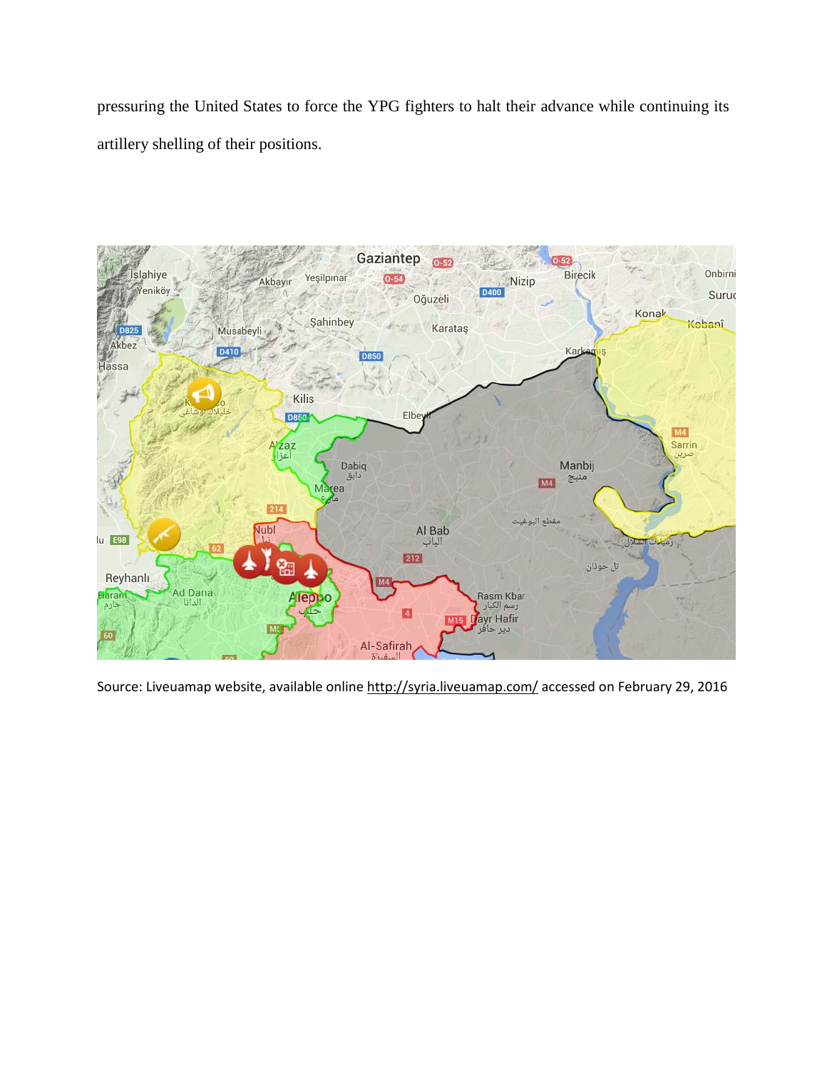pressuring the United States to force the YPG fighters to halt their advance while continuing its artillery shelling of their positions.

Source: Liveuamap website, available online http://syria.liveuamap.com/ accessed on February 29, 2016